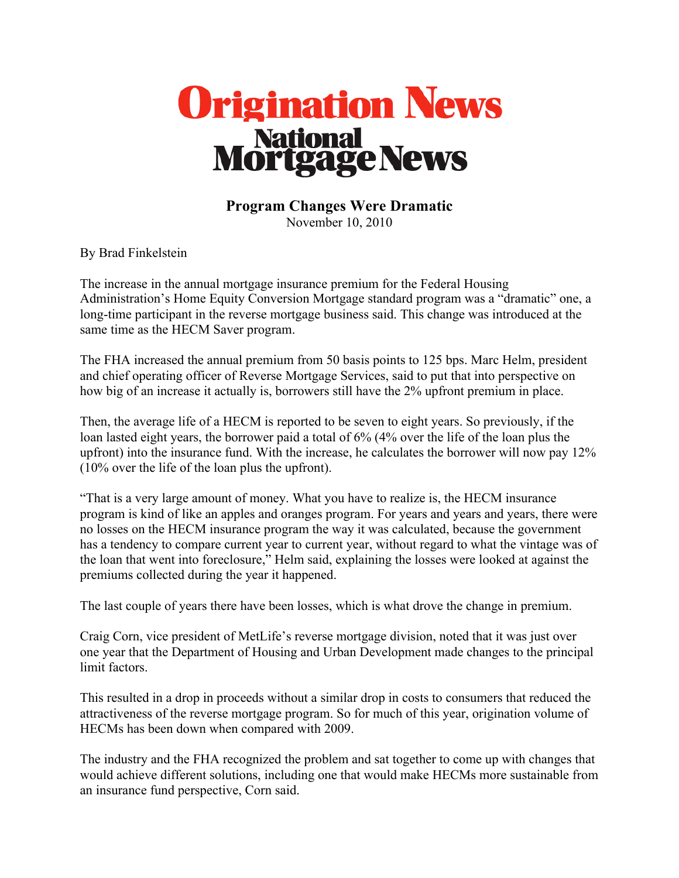# Origination News

## National Mortgage News

### Program Changes Were Dramatic

November 10, 2010

By Brad Finkelstein

The increase in the annual mortgage insurance premium for the Federal Housing Administration's Home Equity Conversion Mortgage standard program was a "dramatic" one, a long-time participant in the reverse mortgage business said. This change was introduced at the same time as the HECM Saver program.

The FHA increased the annual premium from 50 basis points to 125 bps. Marc Helm, president and chief operating officer of Reverse Mortgage Services, said to put that into perspective on how big of an increase it actually is, borrowers still have the 2% upfront premium in place.

Then, the average life of a HECM is reported to be seven to eight years. So previously, if the loan lasted eight years, the borrower paid a total of 6% (4% over the life of the loan plus the upfront) into the insurance fund. With the increase, he calculates the borrower will now pay 12% (10% over the life of the loan plus the upfront).

"That is a very large amount of money. What you have to realize is, the HECM insurance program is kind of like an apples and oranges program. For years and years and years, there were no losses on the HECM insurance program the way it was calculated, because the government has a tendency to compare current year to current year, without regard to what the vintage was of the loan that went into foreclosure," Helm said, explaining the losses were looked at against the premiums collected during the year it happened.

The last couple of years there have been losses, which is what drove the change in premium.

Craig Corn, vice president of MetLife's reverse mortgage division, noted that it was just over one year that the Department of Housing and Urban Development made changes to the principal limit factors.

This resulted in a drop in proceeds without a similar drop in costs to consumers that reduced the attractiveness of the reverse mortgage program. So for much of this year, origination volume of HECMs has been down when compared with 2009.

The industry and the FHA recognized the problem and sat together to come up with changes that would achieve different solutions, including one that would make HECMs more sustainable from an insurance fund perspective, Corn said.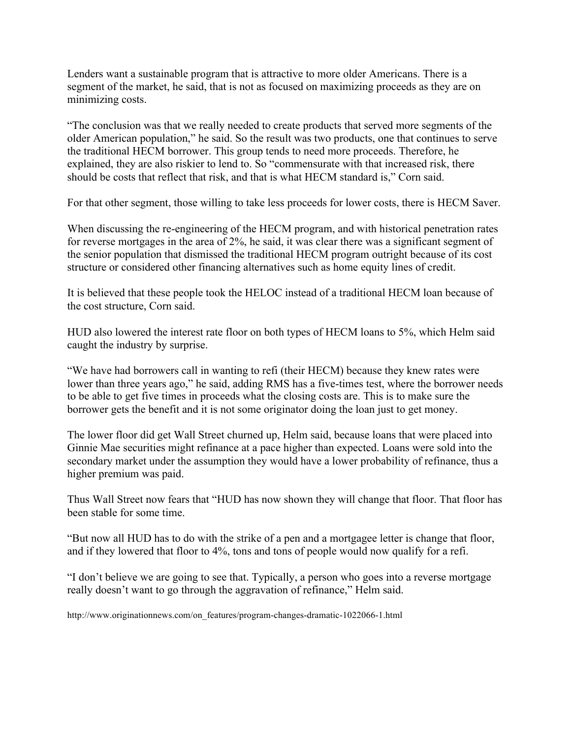Lenders want a sustainable program that is attractive to more older Americans. There is a segment of the market, he said, that is not as focused on maximizing proceeds as they are on minimizing costs.

"The conclusion was that we really needed to create products that served more segments of the older American population," he said. So the result was two products, one that continues to serve the traditional HECM borrower. This group tends to need more proceeds. Therefore, he explained, they are also riskier to lend to. So "commensurate with that increased risk, there should be costs that reflect that risk, and that is what HECM standard is," Corn said.

For that other segment, those willing to take less proceeds for lower costs, there is HECM Saver.

When discussing the re-engineering of the HECM program, and with historical penetration rates for reverse mortgages in the area of 2%, he said, it was clear there was a significant segment of the senior population that dismissed the traditional HECM program outright because of its cost structure or considered other financing alternatives such as home equity lines of credit.

It is believed that these people took the HELOC instead of a traditional HECM loan because of the cost structure, Corn said.

HUD also lowered the interest rate floor on both types of HECM loans to 5%, which Helm said caught the industry by surprise.

"We have had borrowers call in wanting to refi (their HECM) because they knew rates were lower than three years ago," he said, adding RMS has a five-times test, where the borrower needs to be able to get five times in proceeds what the closing costs are. This is to make sure the borrower gets the benefit and it is not some originator doing the loan just to get money.

The lower floor did get Wall Street churned up, Helm said, because loans that were placed into Ginnie Mae securities might refinance at a pace higher than expected. Loans were sold into the secondary market under the assumption they would have a lower probability of refinance, thus a higher premium was paid.

Thus Wall Street now fears that "HUD has now shown they will change that floor. That floor has been stable for some time.

"But now all HUD has to do with the strike of a pen and a mortgagee letter is change that floor, and if they lowered that floor to 4%, tons and tons of people would now qualify for a refi.

"I don't believe we are going to see that. Typically, a person who goes into a reverse mortgage really doesn't want to go through the aggravation of refinance," Helm said.

http://www.originationnews.com/on_features/program-changes-dramatic-1022066-1.html